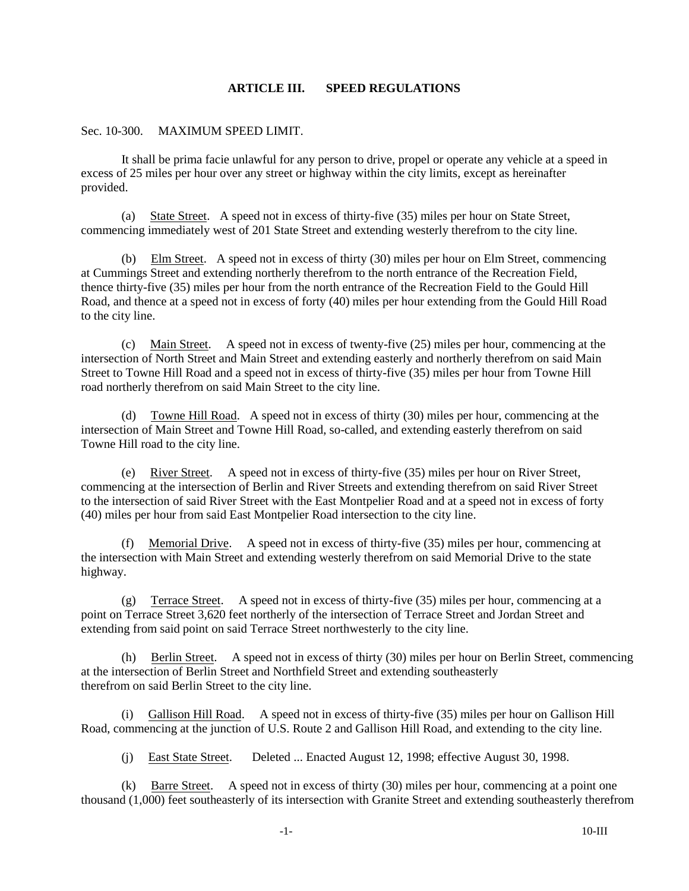## ARTICLE III. SPEED REGULATIONS

Sec. 10-300. MAXIMUM SPEED LIMIT.

It shall be prima facie unlawful for any person to drive, propel or operate any vehicle at a speed in excess of 25 miles per hour over any street or highway within the city limits, except as hereinafter provided.

(a) State Street. A speed not in excess of thirty-five (35) miles per hour on State Street, commencing immediately west of 201 State Street and extending westerly therefrom to the city line.

(b) Elm Street. A speed not in excess of thirty (30) miles per hour on Elm Street, commencing at Cummings Street and extending northerly therefrom to the north entrance of the Recreation Field, thence thirty-five (35) miles per hour from the north entrance of the Recreation Field to the Gould Hill Road, and thence at a speed not in excess of forty (40) miles per hour extending from the Gould Hill Road to the city line.

(c) Main Street. A speed not in excess of twenty-five (25) miles per hour, commencing at the intersection of North Street and Main Street and extending easterly and northerly therefrom on said Main Street to Towne Hill Road and a speed not in excess of thirty-five (35) miles per hour from Towne Hill road northerly therefrom on said Main Street to the city line.

(d) Towne Hill Road. A speed not in excess of thirty (30) miles per hour, commencing at the intersection of Main Street and Towne Hill Road, so-called, and extending easterly therefrom on said Towne Hill road to the city line.

(e) River Street. A speed not in excess of thirty-five (35) miles per hour on River Street, commencing at the intersection of Berlin and River Streets and extending therefrom on said River Street to the intersection of said River Street with the East Montpelier Road and at a speed not in excess of forty (40) miles per hour from said East Montpelier Road intersection to the city line.

(f) Memorial Drive. A speed not in excess of thirty-five (35) miles per hour, commencing at the intersection with Main Street and extending westerly therefrom on said Memorial Drive to the state highway.

(g) Terrace Street. A speed not in excess of thirty-five (35) miles per hour, commencing at a point on Terrace Street 3,620 feet northerly of the intersection of Terrace Street and Jordan Street and extending from said point on said Terrace Street northwesterly to the city line.

(h) Berlin Street. A speed not in excess of thirty (30) miles per hour on Berlin Street, commencing at the intersection of Berlin Street and Northfield Street and extending southeasterly therefrom on said Berlin Street to the city line.

(i) Gallison Hill Road. A speed not in excess of thirty-five (35) miles per hour on Gallison Hill Road, commencing at the junction of U.S. Route 2 and Gallison Hill Road, and extending to the city line.

(j) East State Street. Deleted ... Enacted August 12, 1998; effective August 30, 1998.

(k) Barre Street. A speed not in excess of thirty (30) miles per hour, commencing at a point one thousand (1,000) feet southeasterly of its intersection with Granite Street and extending southeasterly therefrom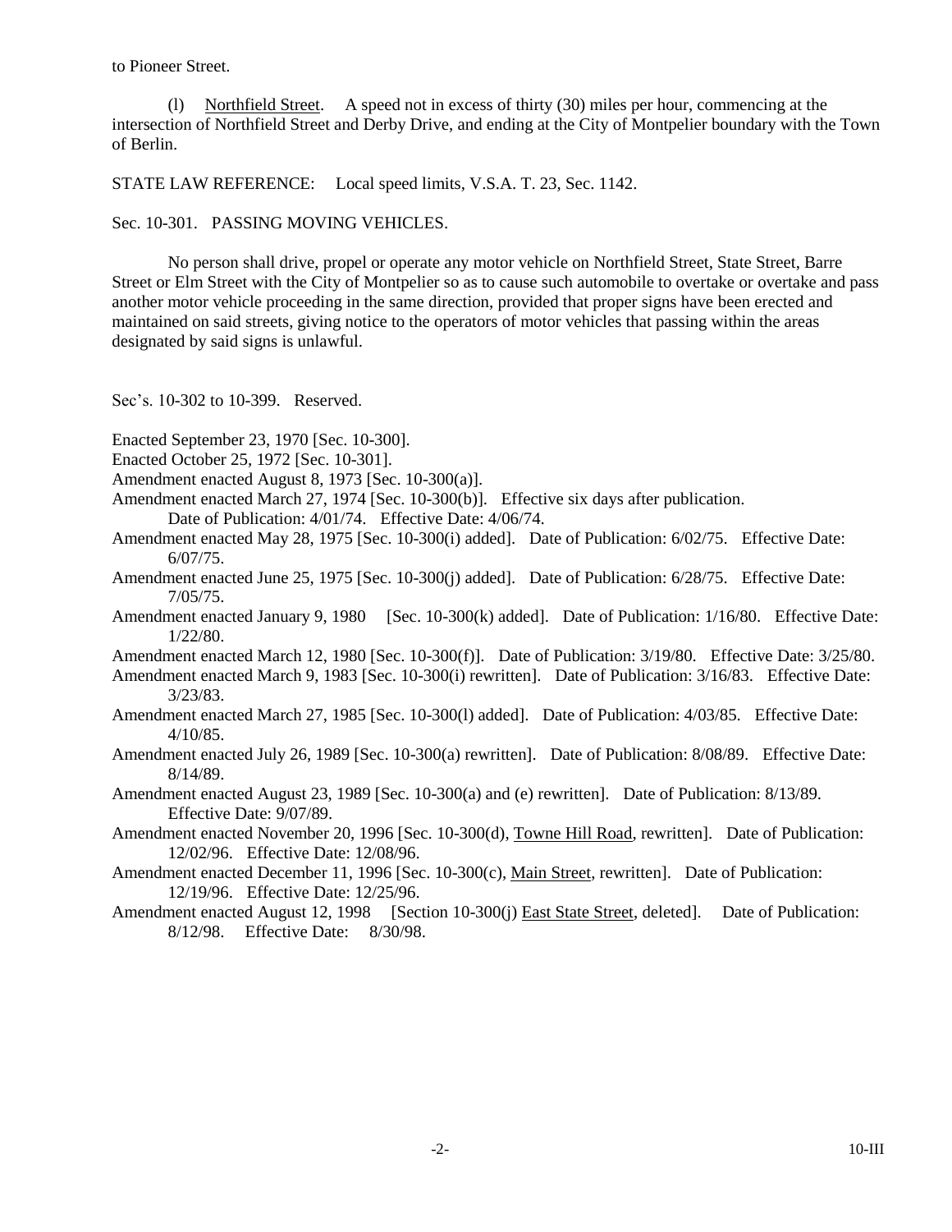to Pioneer Street.

(l) Northfield Street. A speed not in excess of thirty (30) miles per hour, commencing at the intersection of Northfield Street and Derby Drive, and ending at the City of Montpelier boundary with the Town of Berlin.

STATE LAW REFERENCE: Local speed limits, V.S.A. T. 23, Sec. 1142.

Sec. 10-301. PASSING MOVING VEHICLES.

No person shall drive, propel or operate any motor vehicle on Northfield Street, State Street, Barre Street or Elm Street with the City of Montpelier so as to cause such automobile to overtake or overtake and pass another motor vehicle proceeding in the same direction, provided that proper signs have been erected and maintained on said streets, giving notice to the operators of motor vehicles that passing within the areas designated by said signs is unlawful.

Sec's. 10-302 to 10-399. Reserved.

Enacted September 23, 1970 [Sec. 10-300].
Enacted October 25, 1972 [Sec. 10-301].
Amendment enacted August 8, 1973 [Sec. 10-300(a)].
Amendment enacted March 27, 1974 [Sec. 10-300(b)]. Effective six days after publication.
Date of Publication: 4/01/74. Effective Date: 4/06/74.
Amendment enacted May 28, 1975 [Sec. 10-300(i) added]. Date of Publication: 6/02/75. Effective Date: 6/07/75.
Amendment enacted June 25, 1975 [Sec. 10-300(j) added]. Date of Publication: 6/28/75. Effective Date: 7/05/75.
Amendment enacted January 9, 1980 [Sec. 10-300(k) added]. Date of Publication: 1/16/80. Effective Date: 1/22/80.
Amendment enacted March 12, 1980 [Sec. 10-300(f)]. Date of Publication: 3/19/80. Effective Date: 3/25/80.
Amendment enacted March 9, 1983 [Sec. 10-300(i) rewritten]. Date of Publication: 3/16/83. Effective Date: 3/23/83.
Amendment enacted March 27, 1985 [Sec. 10-300(l) added]. Date of Publication: 4/03/85. Effective Date: 4/10/85.
Amendment enacted July 26, 1989 [Sec. 10-300(a) rewritten]. Date of Publication: 8/08/89. Effective Date: 8/14/89.
Amendment enacted August 23, 1989 [Sec. 10-300(a) and (e) rewritten]. Date of Publication: 8/13/89. Effective Date: 9/07/89.
Amendment enacted November 20, 1996 [Sec. 10-300(d), Towne Hill Road, rewritten]. Date of Publication: 12/02/96. Effective Date: 12/08/96.
Amendment enacted December 11, 1996 [Sec. 10-300(c), Main Street, rewritten]. Date of Publication: 12/19/96. Effective Date: 12/25/96.
Amendment enacted August 12, 1998 [Section 10-300(j) East State Street, deleted]. Date of Publication: 8/12/98. Effective Date: 8/30/98.